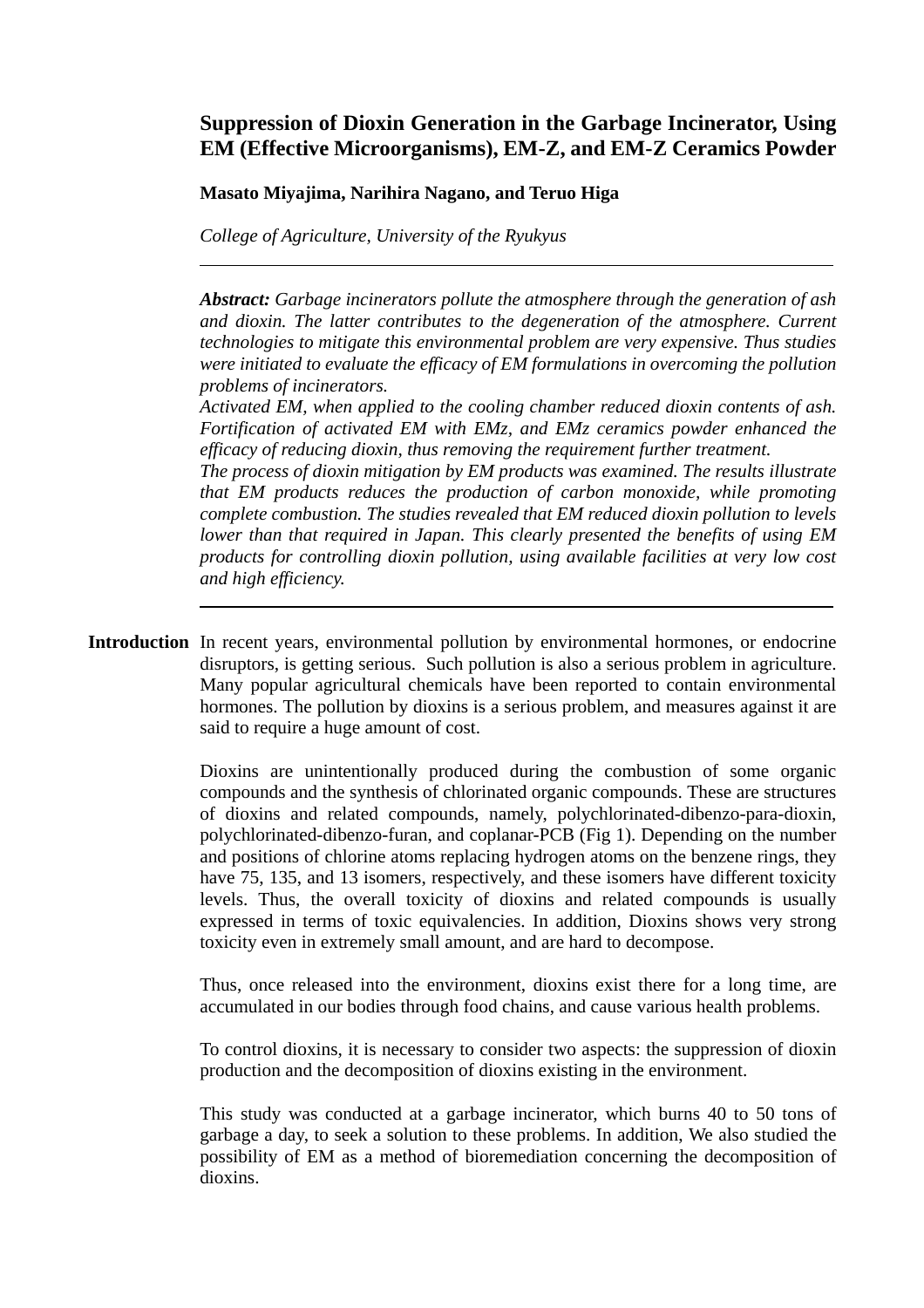# Suppression of Dioxin Generation in the Garbage Incinerator, Using EM (Effective Microorganisms), EM-Z, and EM-Z Ceramics Powder

**Masato Miyajima, Narihira Nagano, and Teruo Higa**

*College of Agriculture, University of the Ryukyus*

---

***Abstract:*** *Garbage incinerators pollute the atmosphere through the generation of ash and dioxin. The latter contributes to the degeneration of the atmosphere. Current technologies to mitigate this environmental problem are very expensive. Thus studies were initiated to evaluate the efficacy of EM formulations in overcoming the pollution problems of incinerators.*

*Activated EM, when applied to the cooling chamber reduced dioxin contents of ash. Fortification of activated EM with EMz, and EMz ceramics powder enhanced the efficacy of reducing dioxin, thus removing the requirement further treatment.*

*The process of dioxin mitigation by EM products was examined. The results illustrate that EM products reduces the production of carbon monoxide, while promoting complete combustion. The studies revealed that EM reduced dioxin pollution to levels lower than that required in Japan. This clearly presented the benefits of using EM products for controlling dioxin pollution, using available facilities at very low cost and high efficiency.*

---

## Introduction

In recent years, environmental pollution by environmental hormones, or endocrine disruptors, is getting serious. Such pollution is also a serious problem in agriculture. Many popular agricultural chemicals have been reported to contain environmental hormones. The pollution by dioxins is a serious problem, and measures against it are said to require a huge amount of cost.

Dioxins are unintentionally produced during the combustion of some organic compounds and the synthesis of chlorinated organic compounds. These are structures of dioxins and related compounds, namely, polychlorinated-dibenzo-para-dioxin, polychlorinated-dibenzo-furan, and coplanar-PCB (Fig 1). Depending on the number and positions of chlorine atoms replacing hydrogen atoms on the benzene rings, they have 75, 135, and 13 isomers, respectively, and these isomers have different toxicity levels. Thus, the overall toxicity of dioxins and related compounds is usually expressed in terms of toxic equivalencies. In addition, Dioxins shows very strong toxicity even in extremely small amount, and are hard to decompose.

Thus, once released into the environment, dioxins exist there for a long time, are accumulated in our bodies through food chains, and cause various health problems.

To control dioxins, it is necessary to consider two aspects: the suppression of dioxin production and the decomposition of dioxins existing in the environment.

This study was conducted at a garbage incinerator, which burns 40 to 50 tons of garbage a day, to seek a solution to these problems. In addition, We also studied the possibility of EM as a method of bioremediation concerning the decomposition of dioxins.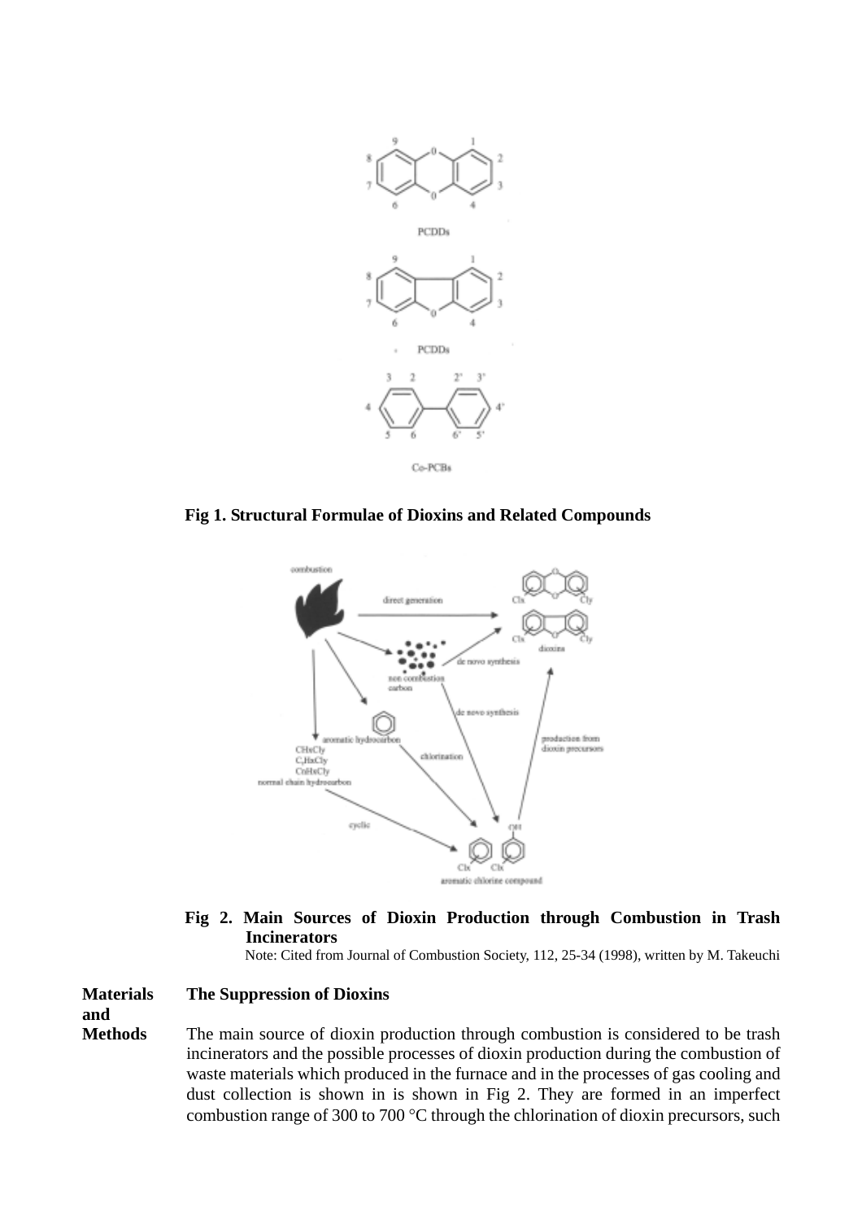Fig 1. Structural Formulae of Dioxins and Related Compounds

**Fig 2. Main Sources of Dioxin Production through Combustion in Trash Incinerators**

Note: Cited from Journal of Combustion Society, 112, 25-34 (1998), written by M. Takeuchi

## Materials and Methods

### The Suppression of Dioxins

The main source of dioxin production through combustion is considered to be trash incinerators and the possible processes of dioxin production during the combustion of waste materials which produced in the furnace and in the processes of gas cooling and dust collection is shown in is shown in Fig 2. They are formed in an imperfect combustion range of 300 to 700 °C through the chlorination of dioxin precursors, such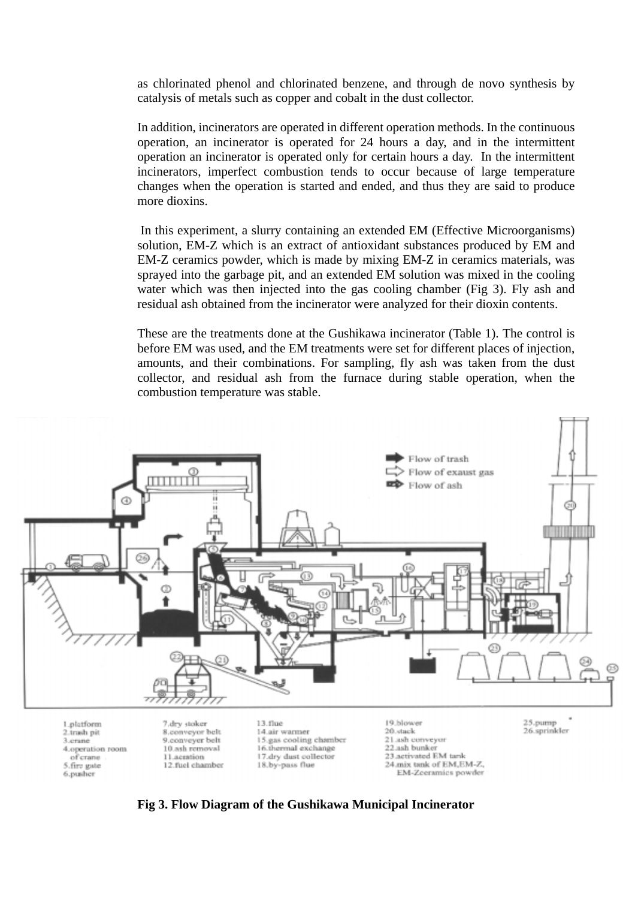as chlorinated phenol and chlorinated benzene, and through de novo synthesis by catalysis of metals such as copper and cobalt in the dust collector.

In addition, incinerators are operated in different operation methods. In the continuous operation, an incinerator is operated for 24 hours a day, and in the intermittent operation an incinerator is operated only for certain hours a day. In the intermittent incinerators, imperfect combustion tends to occur because of large temperature changes when the operation is started and ended, and thus they are said to produce more dioxins.

In this experiment, a slurry containing an extended EM (Effective Microorganisms) solution, EM-Z which is an extract of antioxidant substances produced by EM and EM-Z ceramics powder, which is made by mixing EM-Z in ceramics materials, was sprayed into the garbage pit, and an extended EM solution was mixed in the cooling water which was then injected into the gas cooling chamber (Fig 3). Fly ash and residual ash obtained from the incinerator were analyzed for their dioxin contents.

These are the treatments done at the Gushikawa incinerator (Table 1). The control is before EM was used, and the EM treatments were set for different places of injection, amounts, and their combinations. For sampling, fly ash was taken from the dust collector, and residual ash from the furnace during stable operation, when the combustion temperature was stable.

Flow of trash
Flow of exaust gas
Flow of ash

1.platform
2.trash pit
3.crane
4.operation room of crane
5.fire gate
6.pusher
7.dry stoker
8.conveyor belt
9.conveyer belt
10.ash removal
11.aeration
12.fuel chamber
13.flue
14.air warmer
15.gas cooling chamber
16.thermal exchange
17.dry dust collector
18.by-pass flue
19.blower
20.stack
21.ash conveyor
22.ash bunker
23.activated EM tank
24.mix tank of EM,EM-Z, EM-Zceramics powder
25.pump
26.sprinkler

**Fig 3. Flow Diagram of the Gushikawa Municipal Incinerator**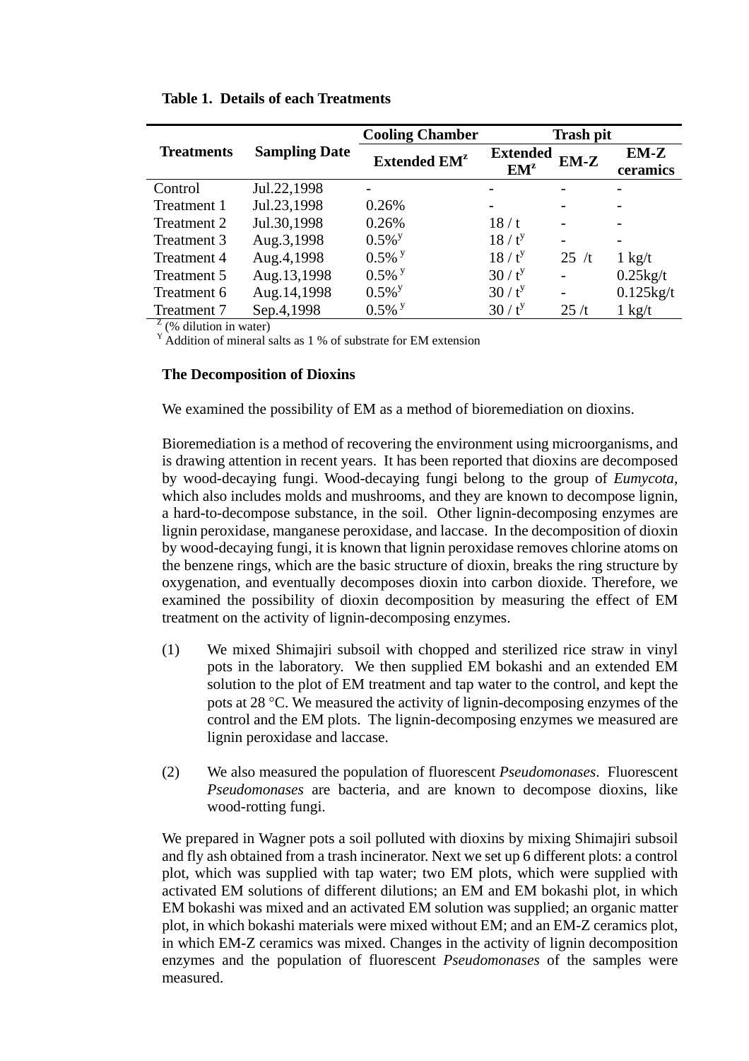**Table 1. Details of each Treatments**

| Treatments | Sampling Date | Cooling Chamber | Trash pit | | |
|---|---|---|---|---|---|
| | | Extended EM[z] | Extended EM[z] | EM-Z | EM-Z ceramics |
| Control | Jul.22,1998 | - | - | - | - |
| Treatment 1 | Jul.23,1998 | 0.26% | - | - | - |
| Treatment 2 | Jul.30,1998 | 0.26% | 18 / t | - | - |
| Treatment 3 | Aug.3,1998 | 0.5%[y] | 18 / t[y] | - | - |
| Treatment 4 | Aug.4,1998 | 0.5%[y] | 18 / t[y] | 25 /t | 1 kg/t |
| Treatment 5 | Aug.13,1998 | 0.5%[y] | 30 / t[y] | - | 0.25kg/t |
| Treatment 6 | Aug.14,1998 | 0.5%[y] | 30 / t[y] | - | 0.125kg/t |
| Treatment 7 | Sep.4,1998 | 0.5%[y] | 30 / t[y] | 25 /t | 1 kg/t |

[Z] (% dilution in water)
[Y] Addition of mineral salts as 1 % of substrate for EM extension

**The Decomposition of Dioxins**

We examined the possibility of EM as a method of bioremediation on dioxins.

Bioremediation is a method of recovering the environment using microorganisms, and is drawing attention in recent years. It has been reported that dioxins are decomposed by wood-decaying fungi. Wood-decaying fungi belong to the group of *Eumycota*, which also includes molds and mushrooms, and they are known to decompose lignin, a hard-to-decompose substance, in the soil. Other lignin-decomposing enzymes are lignin peroxidase, manganese peroxidase, and laccase. In the decomposition of dioxin by wood-decaying fungi, it is known that lignin peroxidase removes chlorine atoms on the benzene rings, which are the basic structure of dioxin, breaks the ring structure by oxygenation, and eventually decomposes dioxin into carbon dioxide. Therefore, we examined the possibility of dioxin decomposition by measuring the effect of EM treatment on the activity of lignin-decomposing enzymes.

(1) We mixed Shimajiri subsoil with chopped and sterilized rice straw in vinyl pots in the laboratory. We then supplied EM bokashi and an extended EM solution to the plot of EM treatment and tap water to the control, and kept the pots at 28 °C. We measured the activity of lignin-decomposing enzymes of the control and the EM plots. The lignin-decomposing enzymes we measured are lignin peroxidase and laccase.

(2) We also measured the population of fluorescent *Pseudomonases*. Fluorescent *Pseudomonases* are bacteria, and are known to decompose dioxins, like wood-rotting fungi.

We prepared in Wagner pots a soil polluted with dioxins by mixing Shimajiri subsoil and fly ash obtained from a trash incinerator. Next we set up 6 different plots: a control plot, which was supplied with tap water; two EM plots, which were supplied with activated EM solutions of different dilutions; an EM and EM bokashi plot, in which EM bokashi was mixed and an activated EM solution was supplied; an organic matter plot, in which bokashi materials were mixed without EM; and an EM-Z ceramics plot, in which EM-Z ceramics was mixed. Changes in the activity of lignin decomposition enzymes and the population of fluorescent *Pseudomonases* of the samples were measured.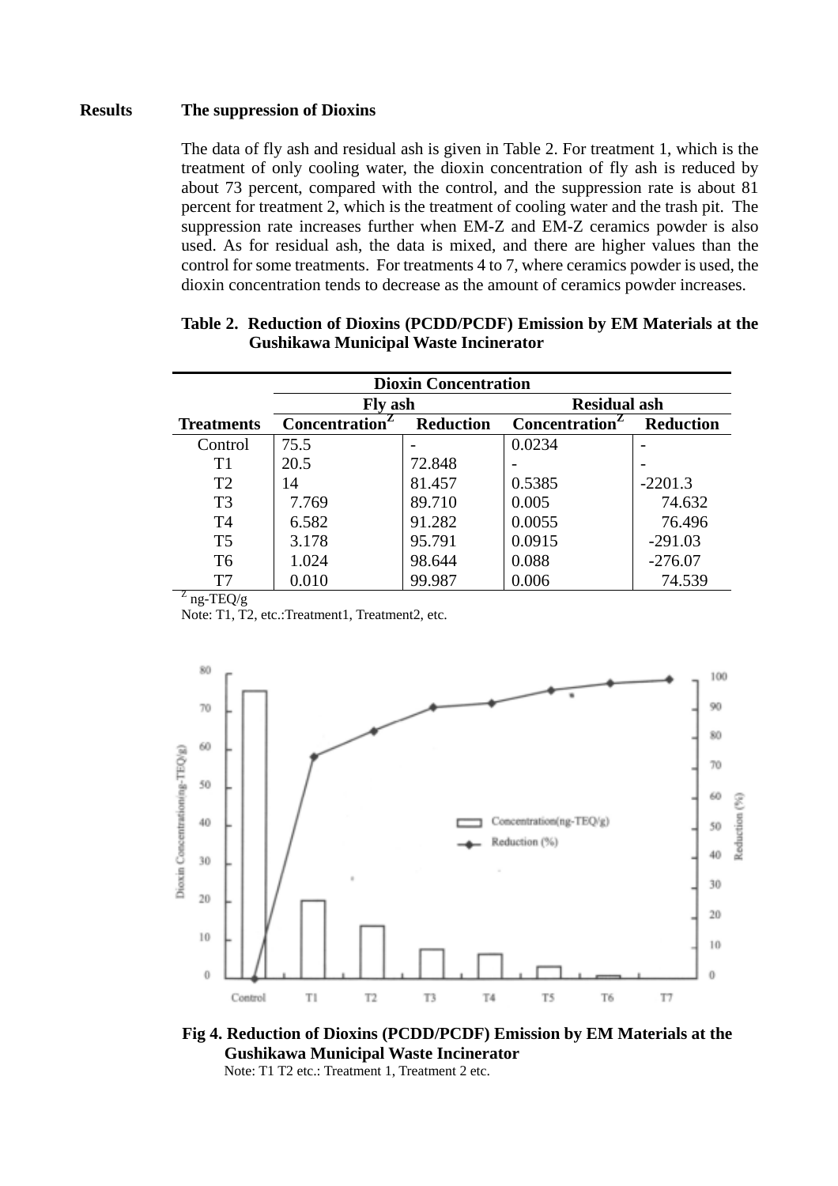**Results** **The suppression of Dioxins**

The data of fly ash and residual ash is given in Table 2. For treatment 1, which is the treatment of only cooling water, the dioxin concentration of fly ash is reduced by about 73 percent, compared with the control, and the suppression rate is about 81 percent for treatment 2, which is the treatment of cooling water and the trash pit. The suppression rate increases further when EM-Z and EM-Z ceramics powder is also used. As for residual ash, the data is mixed, and there are higher values than the control for some treatments. For treatments 4 to 7, where ceramics powder is used, the dioxin concentration tends to decrease as the amount of ceramics powder increases.

**Table 2. Reduction of Dioxins (PCDD/PCDF) Emission by EM Materials at the Gushikawa Municipal Waste Incinerator**

| | Dioxin Concentration | | | |
|---|---|---|---|---|
| | Fly ash | | Residual ash | |
| Treatments | Concentration[Z] | Reduction | Concentration[Z] | Reduction |
| Control | 75.5 | - | 0.0234 | - |
| T1 | 20.5 | 72.848 | - | - |
| T2 | 14 | 81.457 | 0.5385 | -2201.3 |
| T3 | 7.769 | 89.710 | 0.005 | 74.632 |
| T4 | 6.582 | 91.282 | 0.0055 | 76.496 |
| T5 | 3.178 | 95.791 | 0.0915 | -291.03 |
| T6 | 1.024 | 98.644 | 0.088 | -276.07 |
| T7 | 0.010 | 99.987 | 0.006 | 74.539 |

[Z] ng-TEQ/g

Note: T1, T2, etc.:Treatment1, Treatment2, etc.

**Fig 4. Reduction of Dioxins (PCDD/PCDF) Emission by EM Materials at the Gushikawa Municipal Waste Incinerator**

Note: T1 T2 etc.: Treatment 1, Treatment 2 etc.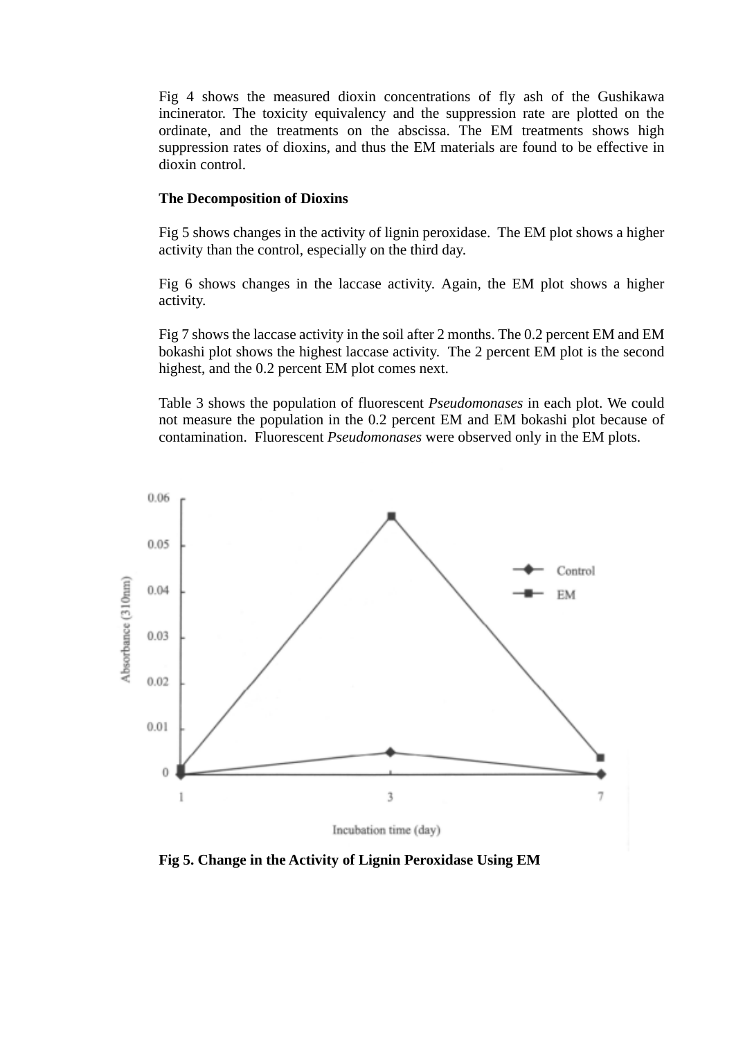Fig 4 shows the measured dioxin concentrations of fly ash of the Gushikawa incinerator. The toxicity equivalency and the suppression rate are plotted on the ordinate, and the treatments on the abscissa. The EM treatments shows high suppression rates of dioxins, and thus the EM materials are found to be effective in dioxin control.

**The Decomposition of Dioxins**

Fig 5 shows changes in the activity of lignin peroxidase. The EM plot shows a higher activity than the control, especially on the third day.

Fig 6 shows changes in the laccase activity. Again, the EM plot shows a higher activity.

Fig 7 shows the laccase activity in the soil after 2 months. The 0.2 percent EM and EM bokashi plot shows the highest laccase activity. The 2 percent EM plot is the second highest, and the 0.2 percent EM plot comes next.

Table 3 shows the population of fluorescent *Pseudomonases* in each plot. We could not measure the population in the 0.2 percent EM and EM bokashi plot because of contamination. Fluorescent *Pseudomonases* were observed only in the EM plots.

**Fig 5. Change in the Activity of Lignin Peroxidase Using EM**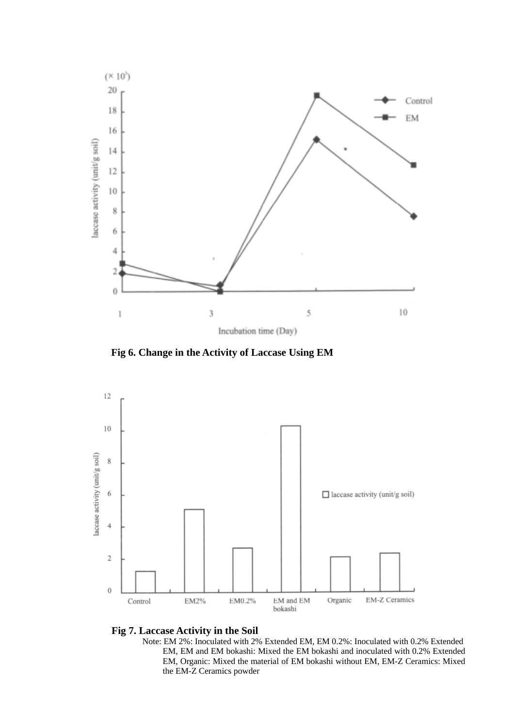**Fig 6. Change in the Activity of Laccase Using EM**

**Fig 7. Laccase Activity in the Soil**

Note: EM 2%: Inoculated with 2% Extended EM, EM 0.2%: Inoculated with 0.2% Extended EM, EM and EM bokashi: Mixed the EM bokashi and inoculated with 0.2% Extended EM, Organic: Mixed the material of EM bokashi without EM, EM-Z Ceramics: Mixed the EM-Z Ceramics powder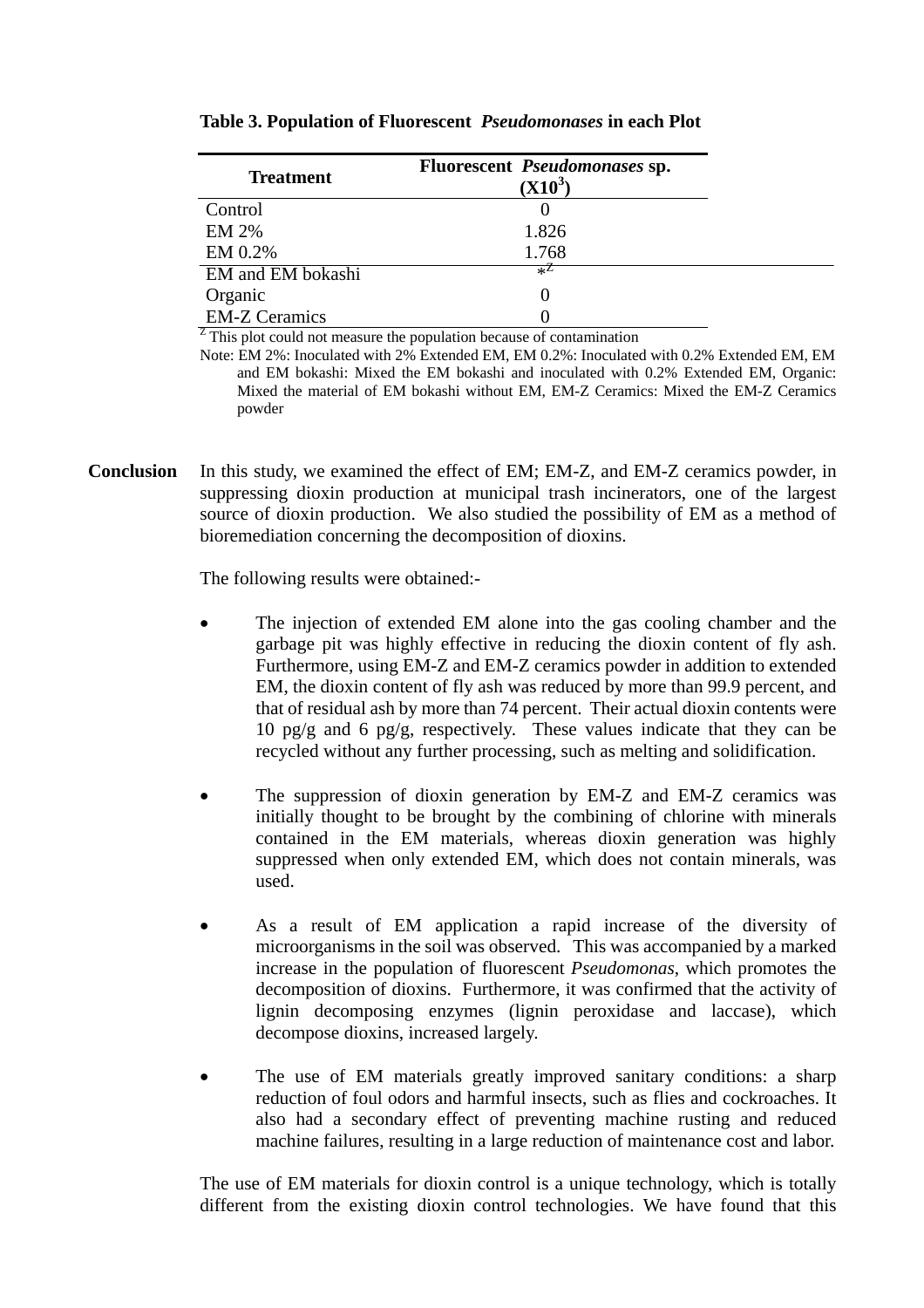**Table 3. Population of Fluorescent *Pseudomonases* in each Plot**

| Treatment | Fluorescent *Pseudomonases* sp. ($X10^3$) |
|---|---|
| Control | 0 |
| EM 2% | 1.826 |
| EM 0.2% | 1.768 |
| EM and EM bokashi | *[Z] |
| Organic | 0 |
| EM-Z Ceramics | 0 |

[Z] This plot could not measure the population because of contamination

Note: EM 2%: Inoculated with 2% Extended EM, EM 0.2%: Inoculated with 0.2% Extended EM, EM and EM bokashi: Mixed the EM bokashi and inoculated with 0.2% Extended EM, Organic: Mixed the material of EM bokashi without EM, EM-Z Ceramics: Mixed the EM-Z Ceramics powder

## Conclusion

In this study, we examined the effect of EM; EM-Z, and EM-Z ceramics powder, in suppressing dioxin production at municipal trash incinerators, one of the largest source of dioxin production. We also studied the possibility of EM as a method of bioremediation concerning the decomposition of dioxins.

The following results were obtained:-

- The injection of extended EM alone into the gas cooling chamber and the garbage pit was highly effective in reducing the dioxin content of fly ash. Furthermore, using EM-Z and EM-Z ceramics powder in addition to extended EM, the dioxin content of fly ash was reduced by more than 99.9 percent, and that of residual ash by more than 74 percent. Their actual dioxin contents were 10 pg/g and 6 pg/g, respectively. These values indicate that they can be recycled without any further processing, such as melting and solidification.

- The suppression of dioxin generation by EM-Z and EM-Z ceramics was initially thought to be brought by the combining of chlorine with minerals contained in the EM materials, whereas dioxin generation was highly suppressed when only extended EM, which does not contain minerals, was used.

- As a result of EM application a rapid increase of the diversity of microorganisms in the soil was observed. This was accompanied by a marked increase in the population of fluorescent *Pseudomonas*, which promotes the decomposition of dioxins. Furthermore, it was confirmed that the activity of lignin decomposing enzymes (lignin peroxidase and laccase), which decompose dioxins, increased largely.

- The use of EM materials greatly improved sanitary conditions: a sharp reduction of foul odors and harmful insects, such as flies and cockroaches. It also had a secondary effect of preventing machine rusting and reduced machine failures, resulting in a large reduction of maintenance cost and labor.

The use of EM materials for dioxin control is a unique technology, which is totally different from the existing dioxin control technologies. We have found that this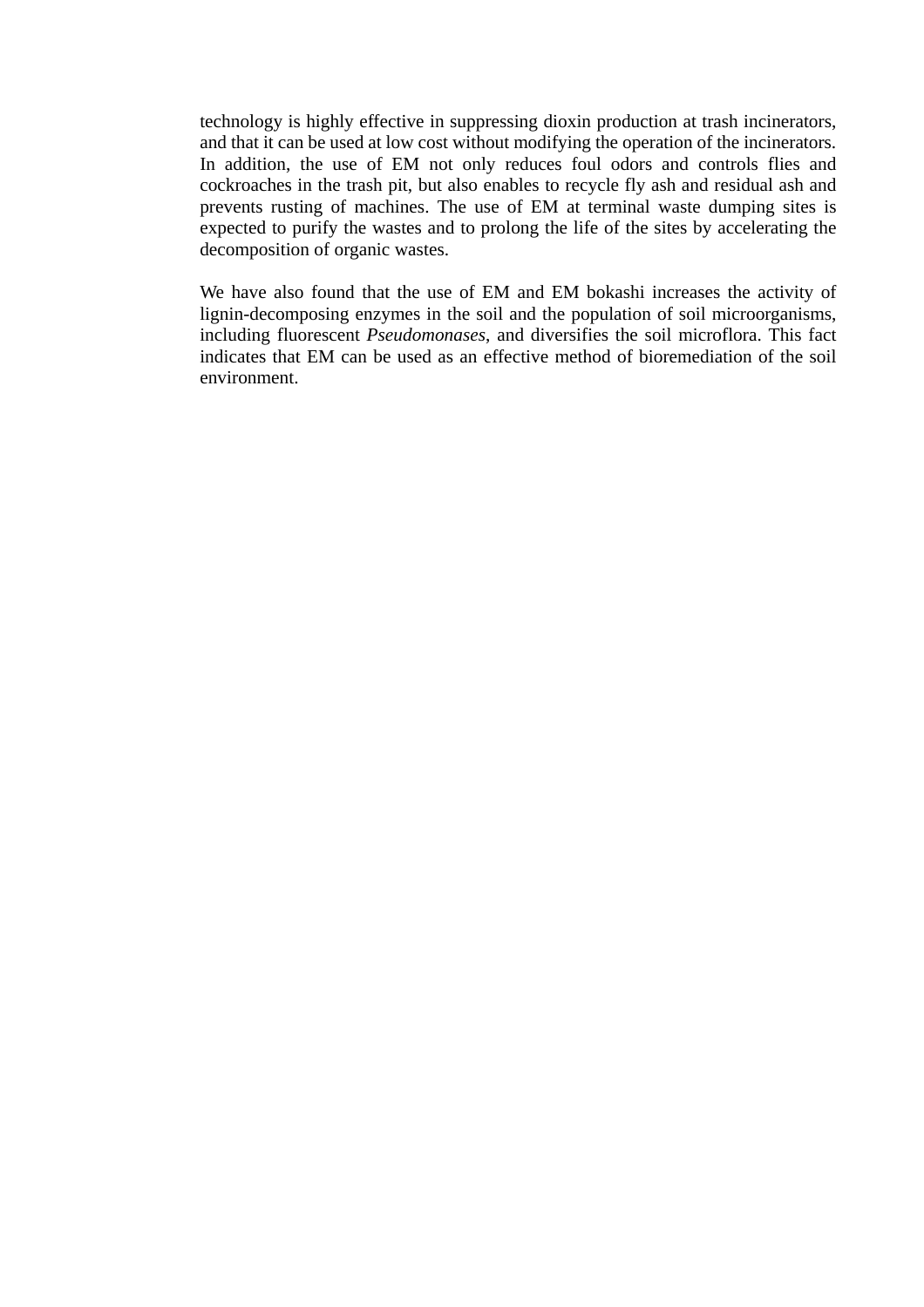technology is highly effective in suppressing dioxin production at trash incinerators, and that it can be used at low cost without modifying the operation of the incinerators. In addition, the use of EM not only reduces foul odors and controls flies and cockroaches in the trash pit, but also enables to recycle fly ash and residual ash and prevents rusting of machines. The use of EM at terminal waste dumping sites is expected to purify the wastes and to prolong the life of the sites by accelerating the decomposition of organic wastes.

We have also found that the use of EM and EM bokashi increases the activity of lignin-decomposing enzymes in the soil and the population of soil microorganisms, including fluorescent *Pseudomonases*, and diversifies the soil microflora. This fact indicates that EM can be used as an effective method of bioremediation of the soil environment.